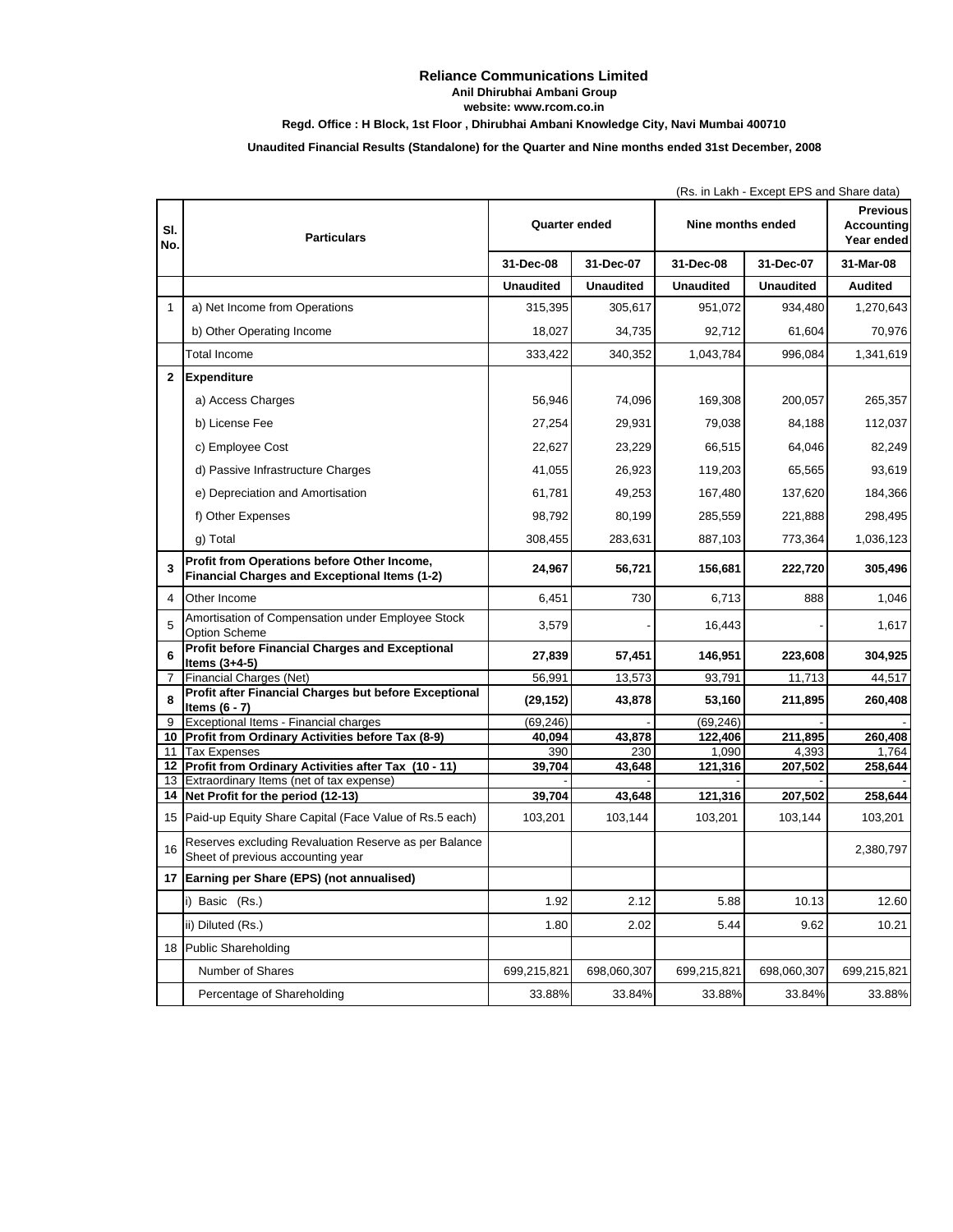# Reliance Communications Limited

**Anil Dhirubhai Ambani Group**

**website: www.rcom.co.in**

**Regd. Office : H Block, 1st Floor , Dhirubhai Ambani Knowledge City, Navi Mumbai 400710**

**Unaudited Financial Results (Standalone) for the Quarter and Nine months ended 31st December, 2008**

(Rs. in Lakh - Except EPS and Share data)

| Sl. No. | Particulars | Quarter ended | | Nine months ended | | Previous Accounting Year ended |
|---|---|---|---|---|---|---|
| | | 31-Dec-08 | 31-Dec-07 | 31-Dec-08 | 31-Dec-07 | 31-Mar-08 |
| | | Unaudited | Unaudited | Unaudited | Unaudited | Audited |
| 1 | a) Net Income from Operations | 315,395 | 305,617 | 951,072 | 934,480 | 1,270,643 |
| | b) Other Operating Income | 18,027 | 34,735 | 92,712 | 61,604 | 70,976 |
| | Total Income | 333,422 | 340,352 | 1,043,784 | 996,084 | 1,341,619 |
| **2** | **Expenditure** | | | | | |
| | a) Access Charges | 56,946 | 74,096 | 169,308 | 200,057 | 265,357 |
| | b) License Fee | 27,254 | 29,931 | 79,038 | 84,188 | 112,037 |
| | c) Employee Cost | 22,627 | 23,229 | 66,515 | 64,046 | 82,249 |
| | d) Passive Infrastructure Charges | 41,055 | 26,923 | 119,203 | 65,565 | 93,619 |
| | e) Depreciation and Amortisation | 61,781 | 49,253 | 167,480 | 137,620 | 184,366 |
| | f) Other Expenses | 98,792 | 80,199 | 285,559 | 221,888 | 298,495 |
| | g) Total | 308,455 | 283,631 | 887,103 | 773,364 | 1,036,123 |
| **3** | **Profit from Operations before Other Income, Financial Charges and Exceptional Items (1-2)** | **24,967** | **56,721** | **156,681** | **222,720** | **305,496** |
| 4 | Other Income | 6,451 | 730 | 6,713 | 888 | 1,046 |
| 5 | Amortisation of Compensation under Employee Stock Option Scheme | 3,579 | - | 16,443 | - | 1,617 |
| **6** | **Profit before Financial Charges and Exceptional Items (3+4-5)** | **27,839** | **57,451** | **146,951** | **223,608** | **304,925** |
| 7 | Financial Charges (Net) | 56,991 | 13,573 | 93,791 | 11,713 | 44,517 |
| **8** | **Profit after Financial Charges but before Exceptional Items (6 - 7)** | **(29,152)** | **43,878** | **53,160** | **211,895** | **260,408** |
| 9 | Exceptional Items - Financial charges | (69,246) | - | (69,246) | - | - |
| **10** | **Profit from Ordinary Activities before Tax (8-9)** | **40,094** | **43,878** | **122,406** | **211,895** | **260,408** |
| 11 | Tax Expenses | 390 | 230 | 1,090 | 4,393 | 1,764 |
| **12** | **Profit from Ordinary Activities after Tax (10 - 11)** | **39,704** | **43,648** | **121,316** | **207,502** | **258,644** |
| 13 | Extraordinary Items (net of tax expense) | - | - | - | - | - |
| **14** | **Net Profit for the period (12-13)** | **39,704** | **43,648** | **121,316** | **207,502** | **258,644** |
| 15 | Paid-up Equity Share Capital (Face Value of Rs.5 each) | 103,201 | 103,144 | 103,201 | 103,144 | 103,201 |
| 16 | Reserves excluding Revaluation Reserve as per Balance Sheet of previous accounting year | | | | | 2,380,797 |
| **17** | **Earning per Share (EPS) (not annualised)** | | | | | |
| | i) Basic (Rs.) | 1.92 | 2.12 | 5.88 | 10.13 | 12.60 |
| | ii) Diluted (Rs.) | 1.80 | 2.02 | 5.44 | 9.62 | 10.21 |
| 18 | Public Shareholding | | | | | |
| | Number of Shares | 699,215,821 | 698,060,307 | 699,215,821 | 698,060,307 | 699,215,821 |
| | Percentage of Shareholding | 33.88% | 33.84% | 33.88% | 33.84% | 33.88% |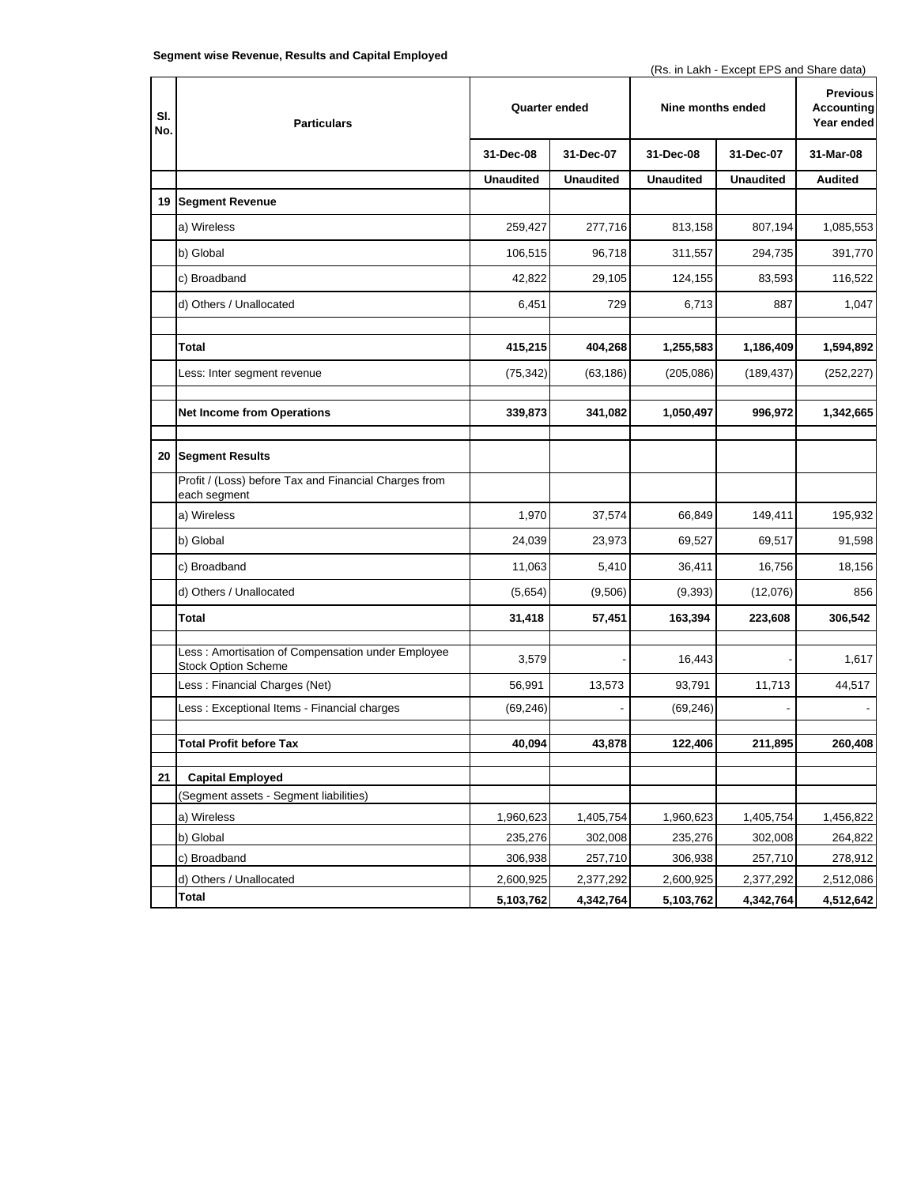**Segment wise Revenue, Results and Capital Employed**

(Rs. in Lakh - Except EPS and Share data)

| Sl. No. | Particulars | Quarter ended | | Nine months ended | | Previous Accounting Year ended |
|---|---|---|---|---|---|---|
| | | 31-Dec-08 | 31-Dec-07 | 31-Dec-08 | 31-Dec-07 | 31-Mar-08 |
| | | Unaudited | Unaudited | Unaudited | Unaudited | Audited |
| 19 | **Segment Revenue** | | | | | |
| | a) Wireless | 259,427 | 277,716 | 813,158 | 807,194 | 1,085,553 |
| | b) Global | 106,515 | 96,718 | 311,557 | 294,735 | 391,770 |
| | c) Broadband | 42,822 | 29,105 | 124,155 | 83,593 | 116,522 |
| | d) Others / Unallocated | 6,451 | 729 | 6,713 | 887 | 1,047 |
| | **Total** | **415,215** | **404,268** | **1,255,583** | **1,186,409** | **1,594,892** |
| | Less: Inter segment revenue | (75,342) | (63,186) | (205,086) | (189,437) | (252,227) |
| | **Net Income from Operations** | **339,873** | **341,082** | **1,050,497** | **996,972** | **1,342,665** |
| 20 | **Segment Results** | | | | | |
| | Profit / (Loss) before Tax and Financial Charges from each segment | | | | | |
| | a) Wireless | 1,970 | 37,574 | 66,849 | 149,411 | 195,932 |
| | b) Global | 24,039 | 23,973 | 69,527 | 69,517 | 91,598 |
| | c) Broadband | 11,063 | 5,410 | 36,411 | 16,756 | 18,156 |
| | d) Others / Unallocated | (5,654) | (9,506) | (9,393) | (12,076) | 856 |
| | **Total** | **31,418** | **57,451** | **163,394** | **223,608** | **306,542** |
| | Less : Amortisation of Compensation under Employee Stock Option Scheme | 3,579 | - | 16,443 | - | 1,617 |
| | Less : Financial Charges (Net) | 56,991 | 13,573 | 93,791 | 11,713 | 44,517 |
| | Less : Exceptional Items - Financial charges | (69,246) | - | (69,246) | - | - |
| | **Total Profit before Tax** | **40,094** | **43,878** | **122,406** | **211,895** | **260,408** |
| 21 | **Capital Employed** | | | | | |
| | (Segment assets - Segment liabilities) | | | | | |
| | a) Wireless | 1,960,623 | 1,405,754 | 1,960,623 | 1,405,754 | 1,456,822 |
| | b) Global | 235,276 | 302,008 | 235,276 | 302,008 | 264,822 |
| | c) Broadband | 306,938 | 257,710 | 306,938 | 257,710 | 278,912 |
| | d) Others / Unallocated | 2,600,925 | 2,377,292 | 2,600,925 | 2,377,292 | 2,512,086 |
| | **Total** | **5,103,762** | **4,342,764** | **5,103,762** | **4,342,764** | **4,512,642** |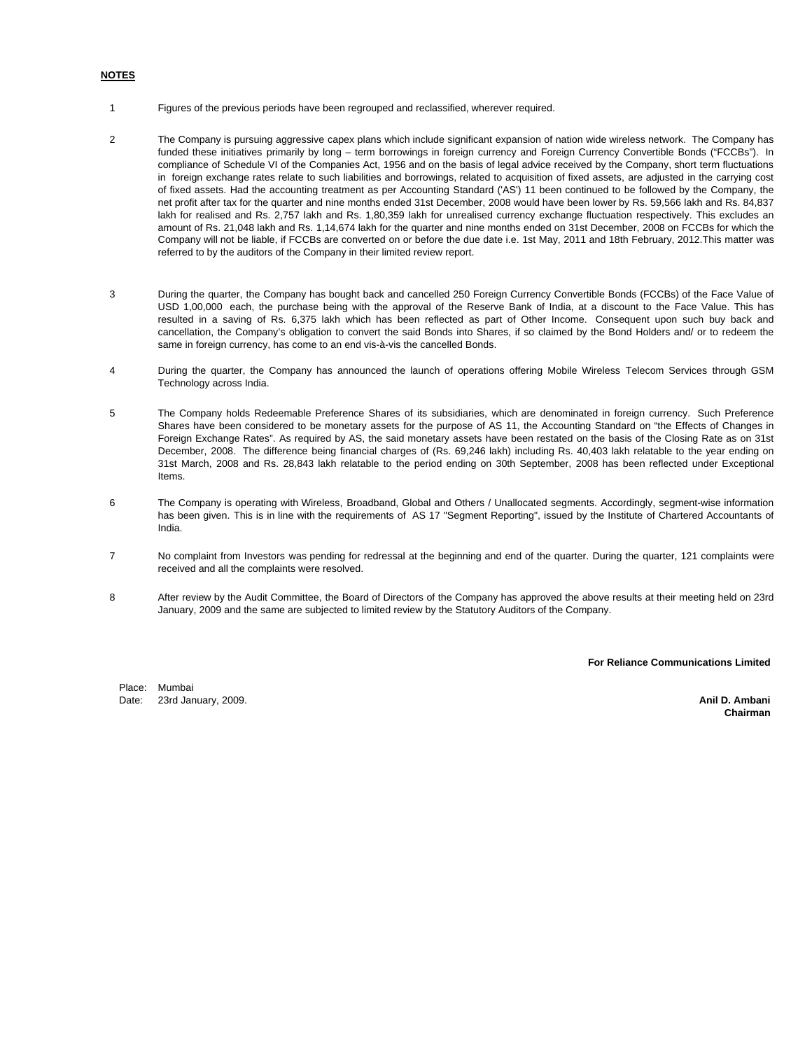**NOTES**

1. Figures of the previous periods have been regrouped and reclassified, wherever required.

2. The Company is pursuing aggressive capex plans which include significant expansion of nation wide wireless network. The Company has funded these initiatives primarily by long – term borrowings in foreign currency and Foreign Currency Convertible Bonds ("FCCBs"). In compliance of Schedule VI of the Companies Act, 1956 and on the basis of legal advice received by the Company, short term fluctuations in foreign exchange rates relate to such liabilities and borrowings, related to acquisition of fixed assets, are adjusted in the carrying cost of fixed assets. Had the accounting treatment as per Accounting Standard ('AS') 11 been continued to be followed by the Company, the net profit after tax for the quarter and nine months ended 31st December, 2008 would have been lower by Rs. 59,566 lakh and Rs. 84,837 lakh for realised and Rs. 2,757 lakh and Rs. 1,80,359 lakh for unrealised currency exchange fluctuation respectively. This excludes an amount of Rs. 21,048 lakh and Rs. 1,14,674 lakh for the quarter and nine months ended on 31st December, 2008 on FCCBs for which the Company will not be liable, if FCCBs are converted on or before the due date i.e. 1st May, 2011 and 18th February, 2012.This matter was referred to by the auditors of the Company in their limited review report.

3. During the quarter, the Company has bought back and cancelled 250 Foreign Currency Convertible Bonds (FCCBs) of the Face Value of USD 1,00,000 each, the purchase being with the approval of the Reserve Bank of India, at a discount to the Face Value. This has resulted in a saving of Rs. 6,375 lakh which has been reflected as part of Other Income. Consequent upon such buy back and cancellation, the Company's obligation to convert the said Bonds into Shares, if so claimed by the Bond Holders and/ or to redeem the same in foreign currency, has come to an end vis-à-vis the cancelled Bonds.

4. During the quarter, the Company has announced the launch of operations offering Mobile Wireless Telecom Services through GSM Technology across India.

5. The Company holds Redeemable Preference Shares of its subsidiaries, which are denominated in foreign currency. Such Preference Shares have been considered to be monetary assets for the purpose of AS 11, the Accounting Standard on "the Effects of Changes in Foreign Exchange Rates". As required by AS, the said monetary assets have been restated on the basis of the Closing Rate as on 31st December, 2008. The difference being financial charges of (Rs. 69,246 lakh) including Rs. 40,403 lakh relatable to the year ending on 31st March, 2008 and Rs. 28,843 lakh relatable to the period ending on 30th September, 2008 has been reflected under Exceptional Items.

6. The Company is operating with Wireless, Broadband, Global and Others / Unallocated segments. Accordingly, segment-wise information has been given. This is in line with the requirements of AS 17 "Segment Reporting", issued by the Institute of Chartered Accountants of India.

7. No complaint from Investors was pending for redressal at the beginning and end of the quarter. During the quarter, 121 complaints were received and all the complaints were resolved.

8. After review by the Audit Committee, the Board of Directors of the Company has approved the above results at their meeting held on 23rd January, 2009 and the same are subjected to limited review by the Statutory Auditors of the Company.

**For Reliance Communications Limited**

Place: Mumbai
Date: 23rd January, 2009.

**Anil D. Ambani**
**Chairman**